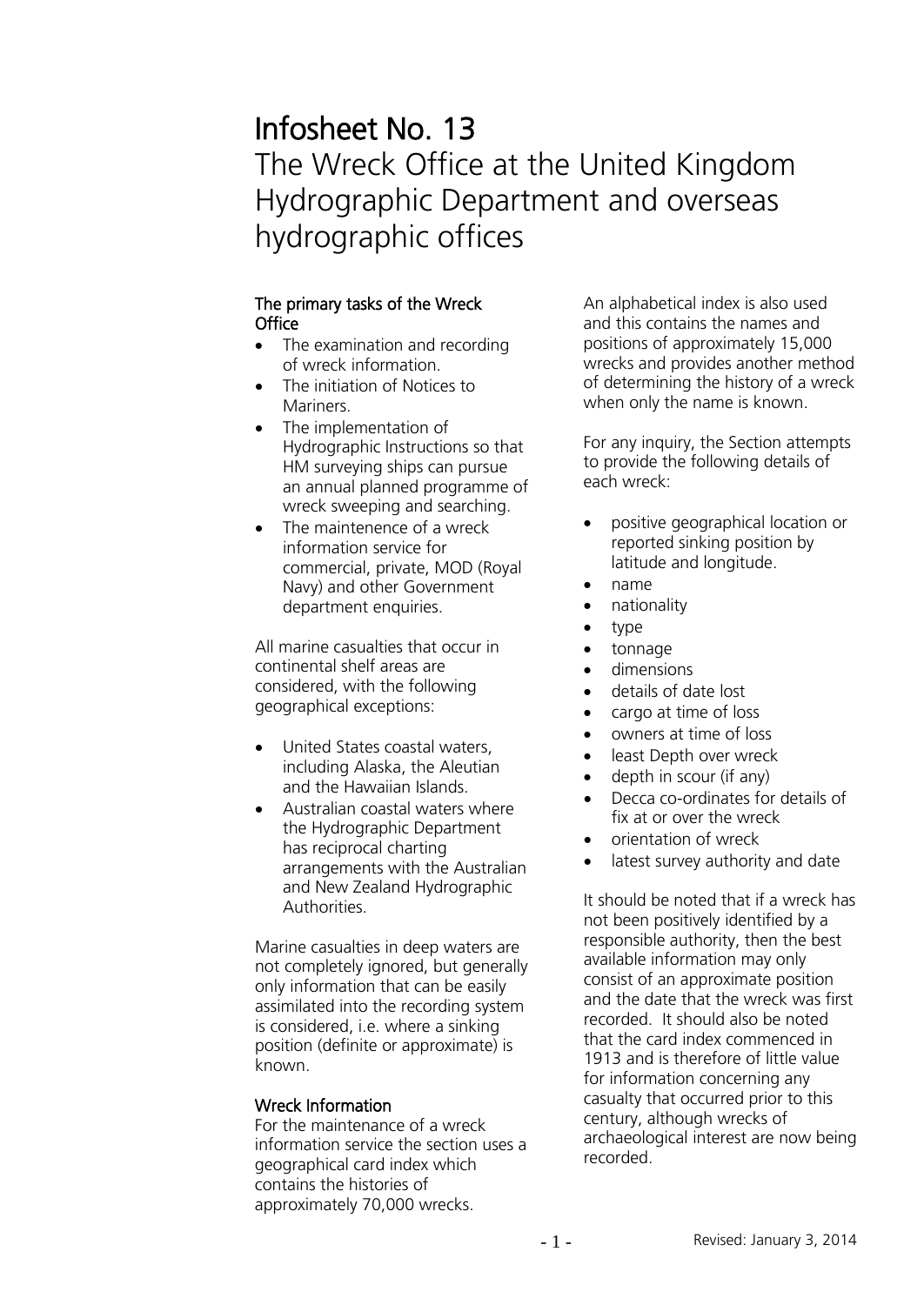# Infosheet No. 13

The Wreck Office at the United Kingdom Hydrographic Department and overseas hydrographic offices

### The primary tasks of the Wreck Office

- The examination and recording of wreck information.
- The initiation of Notices to Mariners.
- The implementation of Hydrographic Instructions so that HM surveying ships can pursue an annual planned programme of wreck sweeping and searching.
- The maintenence of a wreck information service for commercial, private, MOD (Royal Navy) and other Government department enquiries.

All marine casualties that occur in continental shelf areas are considered, with the following geographical exceptions:

- United States coastal waters, including Alaska, the Aleutian and the Hawaiian Islands.
- Australian coastal waters where the Hydrographic Department has reciprocal charting arrangements with the Australian and New Zealand Hydrographic Authorities.

Marine casualties in deep waters are not completely ignored, but generally only information that can be easily assimilated into the recording system is considered, i.e. where a sinking position (definite or approximate) is known.

### Wreck Information

For the maintenance of a wreck information service the section uses a geographical card index which contains the histories of approximately 70,000 wrecks.

An alphabetical index is also used and this contains the names and positions of approximately 15,000 wrecks and provides another method of determining the history of a wreck when only the name is known.

For any inquiry, the Section attempts to provide the following details of each wreck:

- positive geographical location or reported sinking position by latitude and longitude.
- name
- nationality
- type
- tonnage
- dimensions
- details of date lost
- cargo at time of loss
- owners at time of loss
- least Depth over wreck
- depth in scour (if any)
- Decca co-ordinates for details of fix at or over the wreck
- orientation of wreck
- latest survey authority and date

It should be noted that if a wreck has not been positively identified by a responsible authority, then the best available information may only consist of an approximate position and the date that the wreck was first recorded. It should also be noted that the card index commenced in 1913 and is therefore of little value for information concerning any casualty that occurred prior to this century, although wrecks of archaeological interest are now being recorded.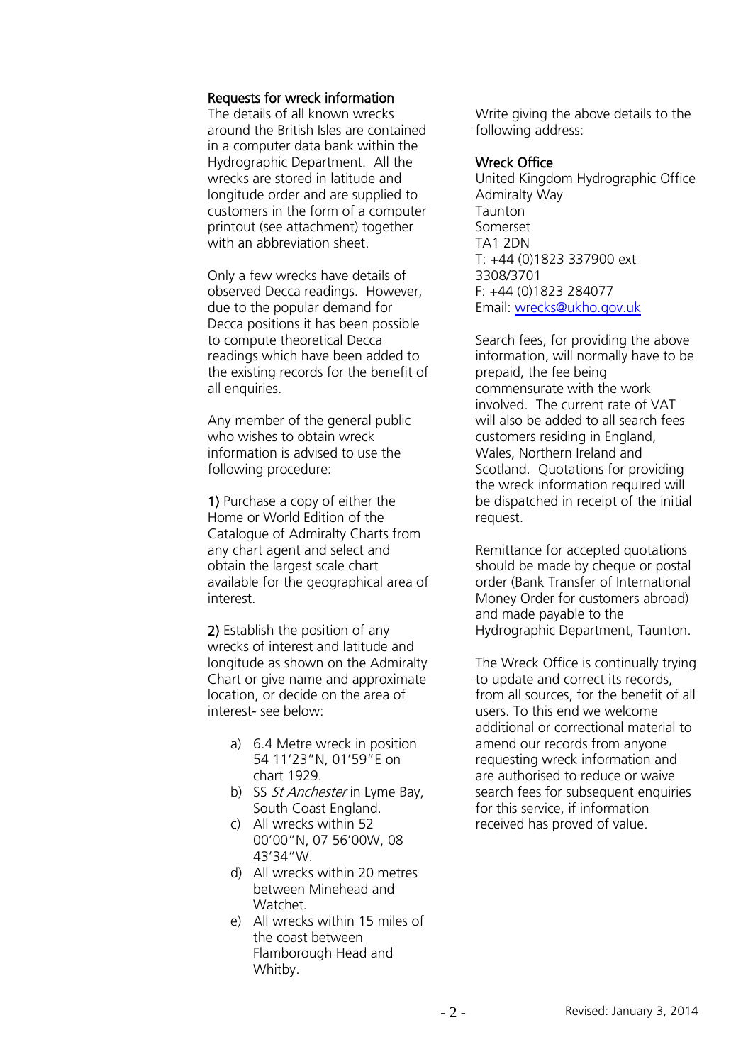## Requests for wreck information

The details of all known wrecks around the British Isles are contained in a computer data bank within the Hydrographic Department. All the wrecks are stored in latitude and longitude order and are supplied to customers in the form of a computer printout (see attachment) together with an abbreviation sheet.

Only a few wrecks have details of observed Decca readings. However, due to the popular demand for Decca positions it has been possible to compute theoretical Decca readings which have been added to the existing records for the benefit of all enquiries.

Any member of the general public who wishes to obtain wreck information is advised to use the following procedure:

**1)** Purchase a copy of either the Home or World Edition of the Catalogue of Admiralty Charts from any chart agent and select and obtain the largest scale chart available for the geographical area of interest.

**2)** Establish the position of any wrecks of interest and latitude and longitude as shown on the Admiralty Chart or give name and approximate location, or decide on the area of interest- see below:

a) 6.4 Metre wreck in position 54 11'23"N, 01'59"E on chart 1929.
b) SS *St Anchester* in Lyme Bay, South Coast England.
c) All wrecks within 52 00'00"N, 07 56'00W, 08 43'34"W.
d) All wrecks within 20 metres between Minehead and Watchet.
e) All wrecks within 15 miles of the coast between Flamborough Head and Whitby.

Write giving the above details to the following address:

## Wreck Office

United Kingdom Hydrographic Office
Admiralty Way
Taunton
Somerset
TA1 2DN
T: +44 (0)1823 337900 ext 3308/3701
F: +44 (0)1823 284077
Email: wrecks@ukho.gov.uk

Search fees, for providing the above information, will normally have to be prepaid, the fee being commensurate with the work involved. The current rate of VAT will also be added to all search fees customers residing in England, Wales, Northern Ireland and Scotland. Quotations for providing the wreck information required will be dispatched in receipt of the initial request.

Remittance for accepted quotations should be made by cheque or postal order (Bank Transfer of International Money Order for customers abroad) and made payable to the Hydrographic Department, Taunton.

The Wreck Office is continually trying to update and correct its records, from all sources, for the benefit of all users. To this end we welcome additional or correctional material to amend our records from anyone requesting wreck information and are authorised to reduce or waive search fees for subsequent enquiries for this service, if information received has proved of value.

Revised: January 3, 2014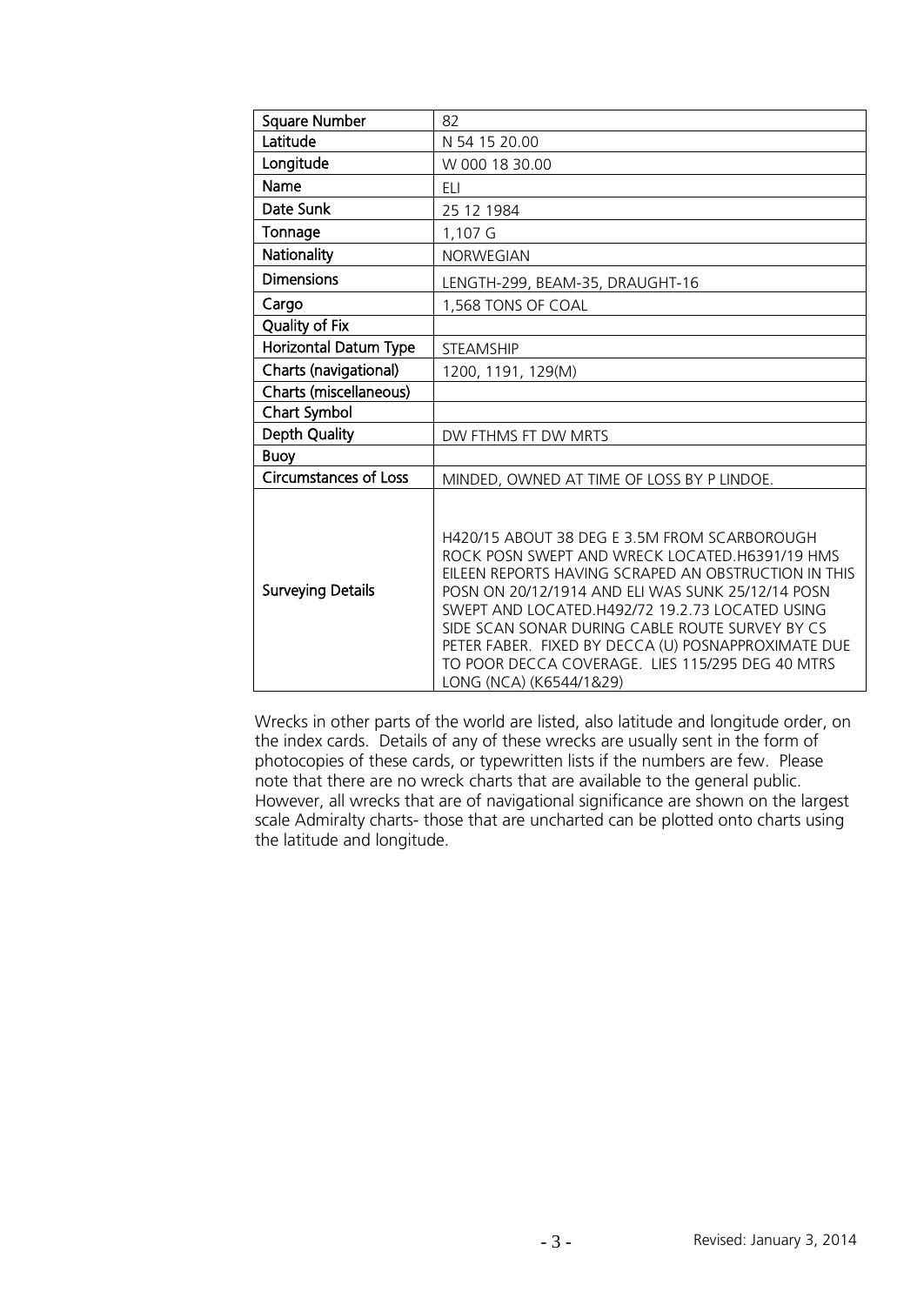| | |
|---|---|
| Square Number | 82 |
| Latitude | N 54 15 20.00 |
| Longitude | W 000 18 30.00 |
| Name | ELI |
| Date Sunk | 25 12 1984 |
| Tonnage | 1,107 G |
| Nationality | NORWEGIAN |
| Dimensions | LENGTH-299, BEAM-35, DRAUGHT-16 |
| Cargo | 1,568 TONS OF COAL |
| Quality of Fix | |
| Horizontal Datum Type | STEAMSHIP |
| Charts (navigational) | 1200, 1191, 129(M) |
| Charts (miscellaneous) | |
| Chart Symbol | |
| Depth Quality | DW FTHMS FT DW MRTS |
| Buoy | |
| Circumstances of Loss | MINDED, OWNED AT TIME OF LOSS BY P LINDOE. |
| Surveying Details | H420/15 ABOUT 38 DEG E 3.5M FROM SCARBOROUGH ROCK POSN SWEPT AND WRECK LOCATED.H6391/19 HMS EILEEN REPORTS HAVING SCRAPED AN OBSTRUCTION IN THIS POSN ON 20/12/1914 AND ELI WAS SUNK 25/12/14 POSN SWEPT AND LOCATED.H492/72 19.2.73 LOCATED USING SIDE SCAN SONAR DURING CABLE ROUTE SURVEY BY CS PETER FABER. FIXED BY DECCA (U) POSNAPPROXIMATE DUE TO POOR DECCA COVERAGE. LIES 115/295 DEG 40 MTRS LONG (NCA) (K6544/1&29) |

Wrecks in other parts of the world are listed, also latitude and longitude order, on the index cards. Details of any of these wrecks are usually sent in the form of photocopies of these cards, or typewritten lists if the numbers are few. Please note that there are no wreck charts that are available to the general public. However, all wrecks that are of navigational significance are shown on the largest scale Admiralty charts- those that are uncharted can be plotted onto charts using the latitude and longitude.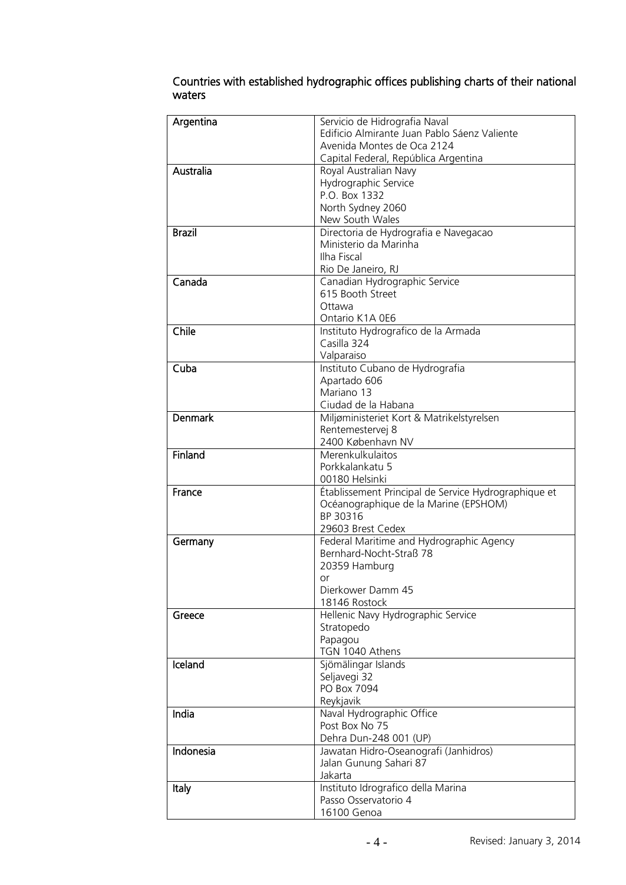## Countries with established hydrographic offices publishing charts of their national waters

| | |
|---|---|
| **Argentina** | Servicio de Hidrografia Naval<br>Edificio Almirante Juan Pablo Sáenz Valiente<br>Avenida Montes de Oca 2124<br>Capital Federal, República Argentina |
| **Australia** | Royal Australian Navy<br>Hydrographic Service<br>P.O. Box 1332<br>North Sydney 2060<br>New South Wales |
| **Brazil** | Directoria de Hydrografia e Navegacao<br>Ministerio da Marinha<br>Ilha Fiscal<br>Rio De Janeiro, RJ |
| **Canada** | Canadian Hydrographic Service<br>615 Booth Street<br>Ottawa<br>Ontario K1A 0E6 |
| **Chile** | Instituto Hydrografico de la Armada<br>Casilla 324<br>Valparaiso |
| **Cuba** | Instituto Cubano de Hydrografia<br>Apartado 606<br>Mariano 13<br>Ciudad de la Habana |
| **Denmark** | Miljøministeriet Kort & Matrikelstyrelsen<br>Rentemestervej 8<br>2400 København NV |
| **Finland** | Merenkulkulaitos<br>Porkkalankatu 5<br>00180 Helsinki |
| **France** | Établissement Principal de Service Hydrographique et Océanographique de la Marine (EPSHOM)<br>BP 30316<br>29603 Brest Cedex |
| **Germany** | Federal Maritime and Hydrographic Agency<br>Bernhard-Nocht-Straß 78<br>20359 Hamburg<br>or<br>Dierkower Damm 45<br>18146 Rostock |
| **Greece** | Hellenic Navy Hydrographic Service<br>Stratopedo<br>Papagou<br>TGN 1040 Athens |
| **Iceland** | Sjömälingar Islands<br>Seljavegi 32<br>PO Box 7094<br>Reykjavik |
| **India** | Naval Hydrographic Office<br>Post Box No 75<br>Dehra Dun-248 001 (UP) |
| **Indonesia** | Jawatan Hidro-Oseanografi (Janhidros)<br>Jalan Gunung Sahari 87<br>Jakarta |
| **Italy** | Instituto Idrografico della Marina<br>Passo Osservatorio 4<br>16100 Genoa |

Revised: January 3, 2014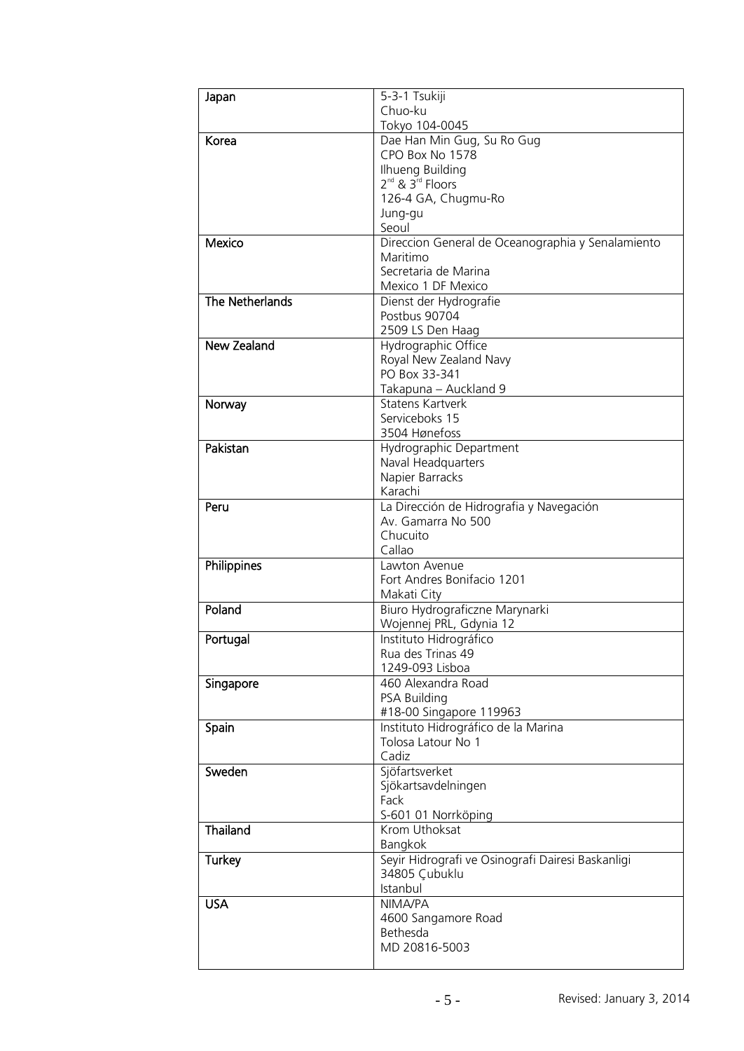| | |
|---|---|
| Japan | 5-3-1 Tsukiji<br>Chuo-ku<br>Tokyo 104-0045 |
| Korea | Dae Han Min Gug, Su Ro Gug<br>CPO Box No 1578<br>Ilhueng Building<br>2nd & 3rd Floors<br>126-4 GA, Chugmu-Ro<br>Jung-gu<br>Seoul |
| Mexico | Direccion General de Oceanographia y Senalamiento Maritimo<br>Secretaria de Marina<br>Mexico 1 DF Mexico |
| The Netherlands | Dienst der Hydrografie<br>Postbus 90704<br>2509 LS Den Haag |
| New Zealand | Hydrographic Office<br>Royal New Zealand Navy<br>PO Box 33-341<br>Takapuna – Auckland 9 |
| Norway | Statens Kartverk<br>Serviceboks 15<br>3504 Hønefoss |
| Pakistan | Hydrographic Department<br>Naval Headquarters<br>Napier Barracks<br>Karachi |
| Peru | La Dirección de Hidrografia y Navegación<br>Av. Gamarra No 500<br>Chucuito<br>Callao |
| Philippines | Lawton Avenue<br>Fort Andres Bonifacio 1201<br>Makati City |
| Poland | Biuro Hydrograficzne Marynarki<br>Wojennej PRL, Gdynia 12 |
| Portugal | Instituto Hidrográfico<br>Rua des Trinas 49<br>1249-093 Lisboa |
| Singapore | 460 Alexandra Road<br>PSA Building<br>#18-00 Singapore 119963 |
| Spain | Instituto Hidrográfico de la Marina<br>Tolosa Latour No 1<br>Cadiz |
| Sweden | Sjöfartsverket<br>Sjökartsavdelningen<br>Fack<br>S-601 01 Norrköping |
| Thailand | Krom Uthoksat<br>Bangkok |
| Turkey | Seyir Hidrografi ve Osinografi Dairesi Baskanligi<br>34805 Çubuklu<br>Istanbul |
| USA | NIMA/PA<br>4600 Sangamore Road<br>Bethesda<br>MD 20816-5003 |

Revised: January 3, 2014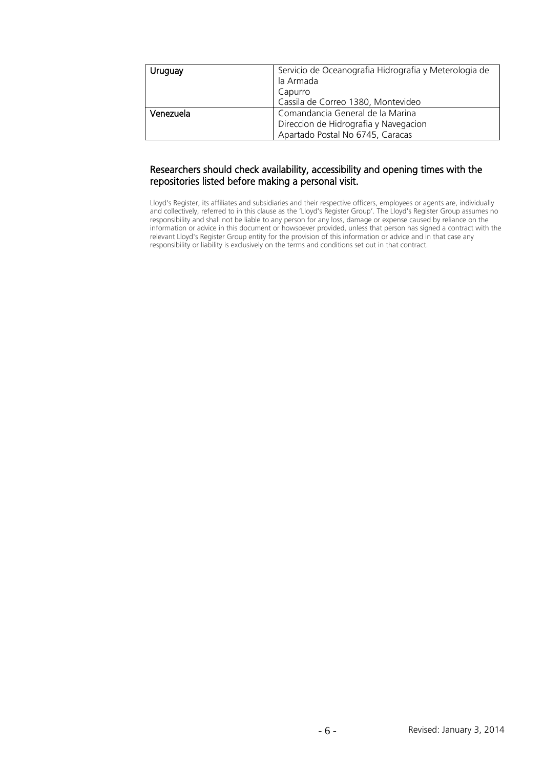| | |
|---|---|
| Uruguay | Servicio de Oceanografia Hidrografia y Meterologia de la Armada<br>Capurro<br>Cassila de Correo 1380, Montevideo |
| Venezuela | Comandancia General de la Marina<br>Direccion de Hidrografia y Navegacion<br>Apartado Postal No 6745, Caracas |

**Researchers should check availability, accessibility and opening times with the repositories listed before making a personal visit.**

Lloyd's Register, its affiliates and subsidiaries and their respective officers, employees or agents are, individually and collectively, referred to in this clause as the 'Lloyd's Register Group'. The Lloyd's Register Group assumes no responsibility and shall not be liable to any person for any loss, damage or expense caused by reliance on the information or advice in this document or howsoever provided, unless that person has signed a contract with the relevant Lloyd's Register Group entity for the provision of this information or advice and in that case any responsibility or liability is exclusively on the terms and conditions set out in that contract.

Revised: January 3, 2014